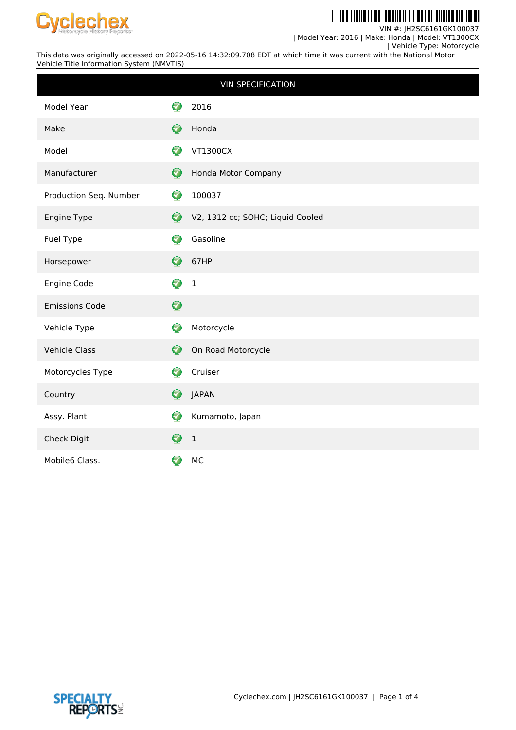VIN #: JH2SC6161GK100037
| Model Year: 2016 | Make: Honda | Model: VT1300CX
| Vehicle Type: Motorcycle

This data was originally accessed on 2022-05-16 14:32:09.708 EDT at which time it was current with the National Motor Vehicle Title Information System (NMVTIS)

| VIN SPECIFICATION | |
|---|---|
| Model Year | 2016 |
| Make | Honda |
| Model | VT1300CX |
| Manufacturer | Honda Motor Company |
| Production Seq. Number | 100037 |
| Engine Type | V2, 1312 cc; SOHC; Liquid Cooled |
| Fuel Type | Gasoline |
| Horsepower | 67HP |
| Engine Code | 1 |
| Emissions Code | |
| Vehicle Type | Motorcycle |
| Vehicle Class | On Road Motorcycle |
| Motorcycles Type | Cruiser |
| Country | JAPAN |
| Assy. Plant | Kumamoto, Japan |
| Check Digit | 1 |
| Mobile6 Class. | MC |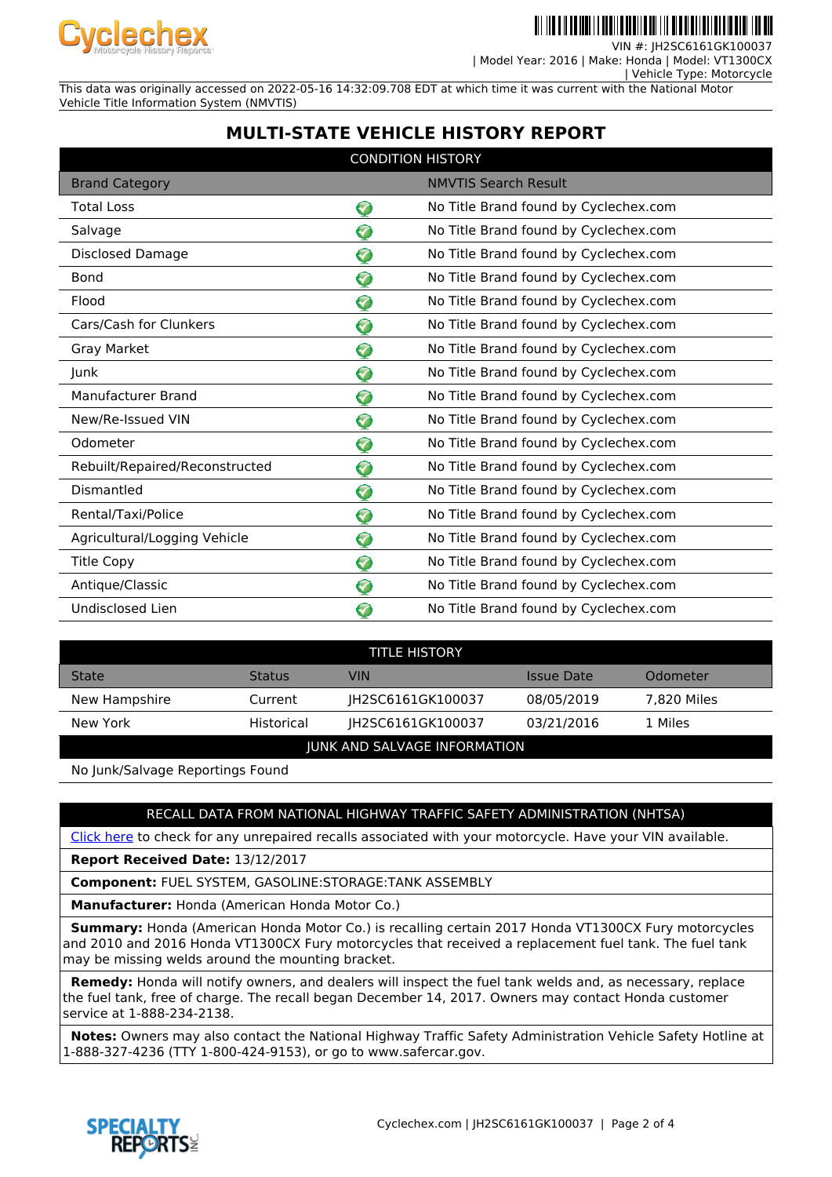VIN #: JH2SC6161GK100037
| Model Year: 2016 | Make: Honda | Model: VT1300CX
| Vehicle Type: Motorcycle

This data was originally accessed on 2022-05-16 14:32:09.708 EDT at which time it was current with the National Motor Vehicle Title Information System (NMVTIS)

# MULTI-STATE VEHICLE HISTORY REPORT

## CONDITION HISTORY

| Brand Category | | NMVTIS Search Result |
|---|---|---|
| Total Loss | ✓ | No Title Brand found by Cyclechex.com |
| Salvage | ✓ | No Title Brand found by Cyclechex.com |
| Disclosed Damage | ✓ | No Title Brand found by Cyclechex.com |
| Bond | ✓ | No Title Brand found by Cyclechex.com |
| Flood | ✓ | No Title Brand found by Cyclechex.com |
| Cars/Cash for Clunkers | ✓ | No Title Brand found by Cyclechex.com |
| Gray Market | ✓ | No Title Brand found by Cyclechex.com |
| Junk | ✓ | No Title Brand found by Cyclechex.com |
| Manufacturer Brand | ✓ | No Title Brand found by Cyclechex.com |
| New/Re-Issued VIN | ✓ | No Title Brand found by Cyclechex.com |
| Odometer | ✓ | No Title Brand found by Cyclechex.com |
| Rebuilt/Repaired/Reconstructed | ✓ | No Title Brand found by Cyclechex.com |
| Dismantled | ✓ | No Title Brand found by Cyclechex.com |
| Rental/Taxi/Police | ✓ | No Title Brand found by Cyclechex.com |
| Agricultural/Logging Vehicle | ✓ | No Title Brand found by Cyclechex.com |
| Title Copy | ✓ | No Title Brand found by Cyclechex.com |
| Antique/Classic | ✓ | No Title Brand found by Cyclechex.com |
| Undisclosed Lien | ✓ | No Title Brand found by Cyclechex.com |

## TITLE HISTORY

| State | Status | VIN | Issue Date | Odometer |
|---|---|---|---|---|
| New Hampshire | Current | JH2SC6161GK100037 | 08/05/2019 | 7,820 Miles |
| New York | Historical | JH2SC6161GK100037 | 03/21/2016 | 1 Miles |

## JUNK AND SALVAGE INFORMATION

No Junk/Salvage Reportings Found

## RECALL DATA FROM NATIONAL HIGHWAY TRAFFIC SAFETY ADMINISTRATION (NHTSA)

Click here to check for any unrepaired recalls associated with your motorcycle. Have your VIN available.

**Report Received Date:** 13/12/2017

**Component:** FUEL SYSTEM, GASOLINE:STORAGE:TANK ASSEMBLY

**Manufacturer:** Honda (American Honda Motor Co.)

**Summary:** Honda (American Honda Motor Co.) is recalling certain 2017 Honda VT1300CX Fury motorcycles and 2010 and 2016 Honda VT1300CX Fury motorcycles that received a replacement fuel tank. The fuel tank may be missing welds around the mounting bracket.

**Remedy:** Honda will notify owners, and dealers will inspect the fuel tank welds and, as necessary, replace the fuel tank, free of charge. The recall began December 14, 2017. Owners may contact Honda customer service at 1-888-234-2138.

**Notes:** Owners may also contact the National Highway Traffic Safety Administration Vehicle Safety Hotline at 1-888-327-4236 (TTY 1-800-424-9153), or go to www.safercar.gov.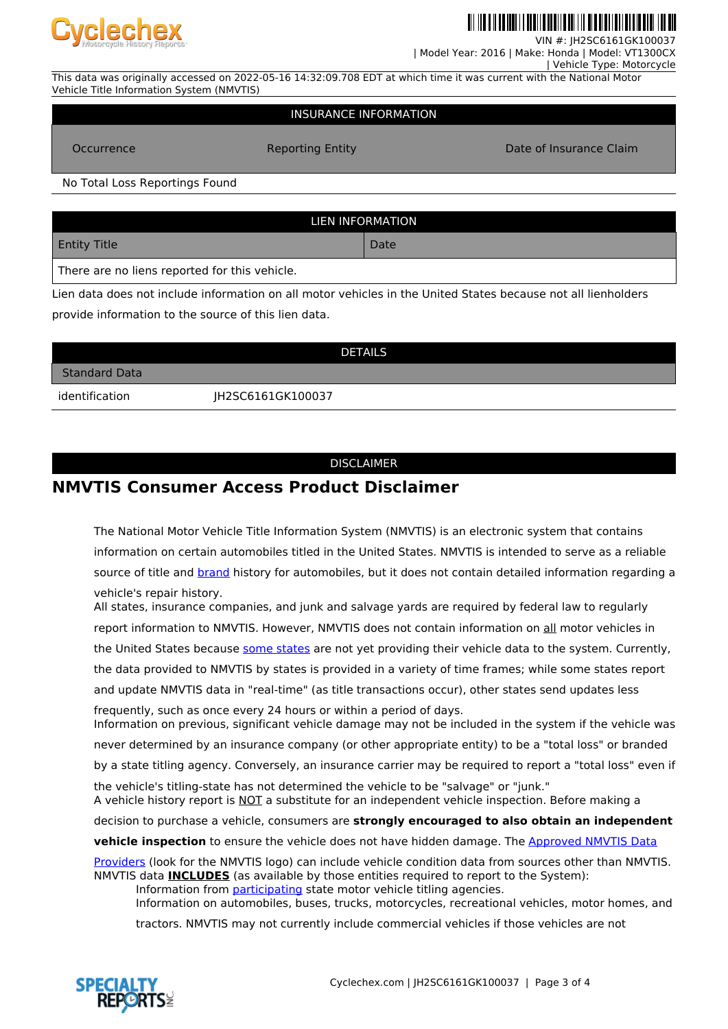VIN #: JH2SC6161GK100037
| Model Year: 2016 | Make: Honda | Model: VT1300CX
| Vehicle Type: Motorcycle

This data was originally accessed on 2022-05-16 14:32:09.708 EDT at which time it was current with the National Motor Vehicle Title Information System (NMVTIS)

## INSURANCE INFORMATION

| Occurrence | Reporting Entity | Date of Insurance Claim |
|---|---|---|
| No Total Loss Reportings Found | | |

## LIEN INFORMATION

| Entity Title | Date |
|---|---|
| There are no liens reported for this vehicle. | |

Lien data does not include information on all motor vehicles in the United States because not all lienholders provide information to the source of this lien data.

## DETAILS

| Standard Data | |
|---|---|
| identification | JH2SC6161GK100037 |

## DISCLAIMER

## NMVTIS Consumer Access Product Disclaimer

The National Motor Vehicle Title Information System (NMVTIS) is an electronic system that contains information on certain automobiles titled in the United States. NMVTIS is intended to serve as a reliable source of title and brand history for automobiles, but it does not contain detailed information regarding a vehicle's repair history.

All states, insurance companies, and junk and salvage yards are required by federal law to regularly report information to NMVTIS. However, NMVTIS does not contain information on all motor vehicles in the United States because some states are not yet providing their vehicle data to the system. Currently, the data provided to NMVTIS by states is provided in a variety of time frames; while some states report and update NMVTIS data in "real-time" (as title transactions occur), other states send updates less frequently, such as once every 24 hours or within a period of days.

Information on previous, significant vehicle damage may not be included in the system if the vehicle was never determined by an insurance company (or other appropriate entity) to be a "total loss" or branded by a state titling agency. Conversely, an insurance carrier may be required to report a "total loss" even if the vehicle's titling-state has not determined the vehicle to be "salvage" or "junk."

A vehicle history report is NOT a substitute for an independent vehicle inspection. Before making a decision to purchase a vehicle, consumers are **strongly encouraged to also obtain an independent vehicle inspection** to ensure the vehicle does not have hidden damage. The Approved NMVTIS Data Providers (look for the NMVTIS logo) can include vehicle condition data from sources other than NMVTIS.

NMVTIS data **INCLUDES** (as available by those entities required to report to the System):

- Information from participating state motor vehicle titling agencies.
- Information on automobiles, buses, trucks, motorcycles, recreational vehicles, motor homes, and tractors. NMVTIS may not currently include commercial vehicles if those vehicles are not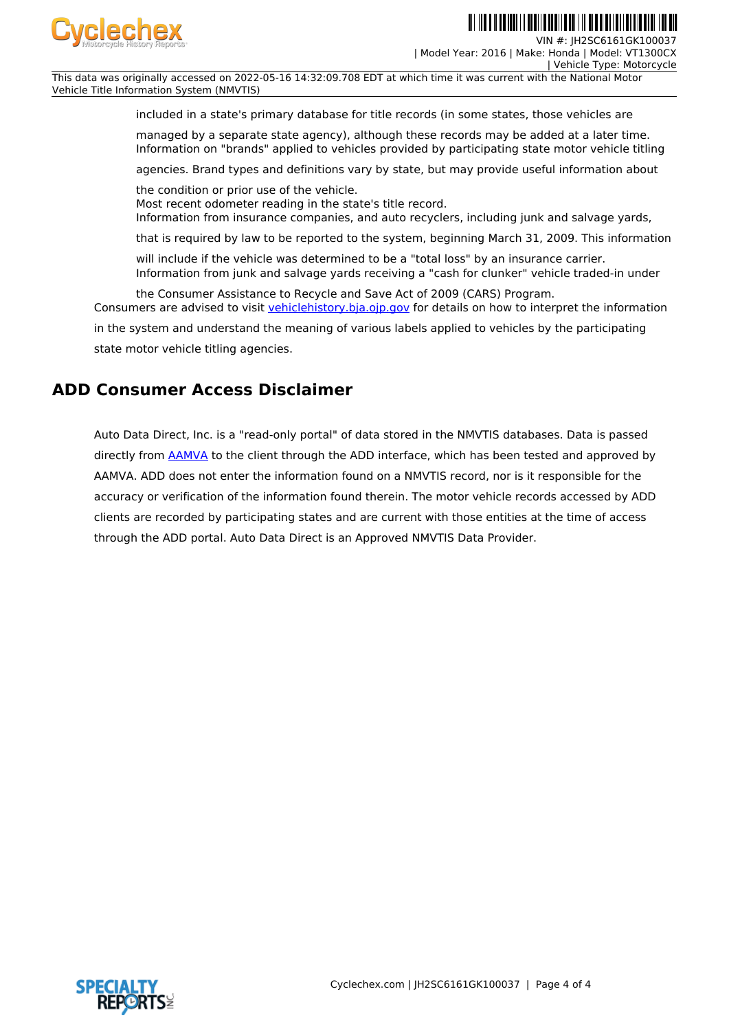included in a state's primary database for title records (in some states, those vehicles are managed by a separate state agency), although these records may be added at a later time.

Information on "brands" applied to vehicles provided by participating state motor vehicle titling agencies. Brand types and definitions vary by state, but may provide useful information about the condition or prior use of the vehicle.

Most recent odometer reading in the state's title record.

Information from insurance companies, and auto recyclers, including junk and salvage yards, that is required by law to be reported to the system, beginning March 31, 2009. This information will include if the vehicle was determined to be a "total loss" by an insurance carrier.

Information from junk and salvage yards receiving a "cash for clunker" vehicle traded-in under the Consumer Assistance to Recycle and Save Act of 2009 (CARS) Program.

Consumers are advised to visit vehiclehistory.bja.ojp.gov for details on how to interpret the information in the system and understand the meaning of various labels applied to vehicles by the participating state motor vehicle titling agencies.

## ADD Consumer Access Disclaimer

Auto Data Direct, Inc. is a "read-only portal" of data stored in the NMVTIS databases. Data is passed directly from AAMVA to the client through the ADD interface, which has been tested and approved by AAMVA. ADD does not enter the information found on a NMVTIS record, nor is it responsible for the accuracy or verification of the information found therein. The motor vehicle records accessed by ADD clients are recorded by participating states and are current with those entities at the time of access through the ADD portal. Auto Data Direct is an Approved NMVTIS Data Provider.